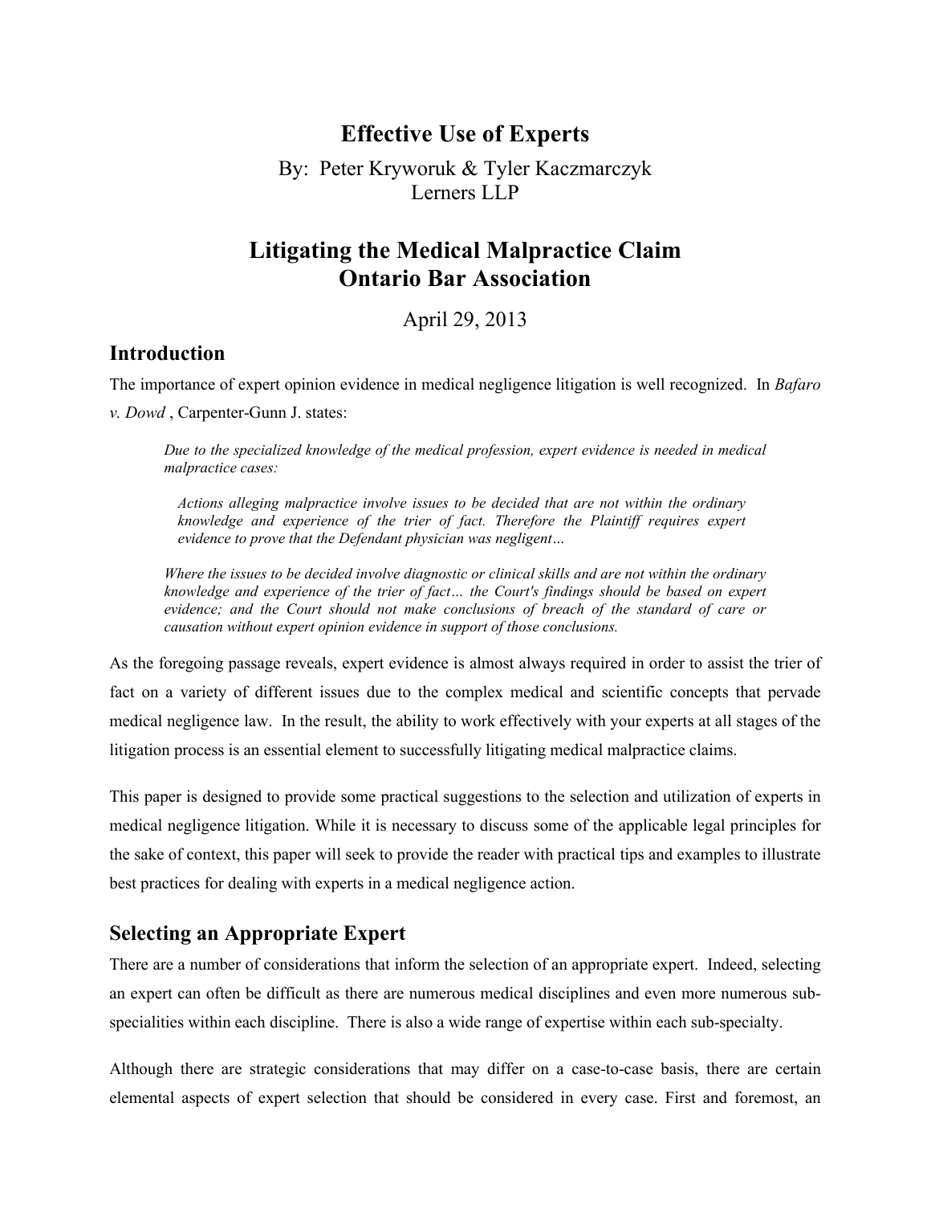# Effective Use of Experts

By: Peter Kryworuk & Tyler Kaczmarczyk
Lerners LLP

# Litigating the Medical Malpractice Claim
# Ontario Bar Association

April 29, 2013

## Introduction

The importance of expert opinion evidence in medical negligence litigation is well recognized. In *Bafaro v. Dowd* , Carpenter-Gunn J. states:

> *Due to the specialized knowledge of the medical profession, expert evidence is needed in medical malpractice cases:*
>
> > *Actions alleging malpractice involve issues to be decided that are not within the ordinary knowledge and experience of the trier of fact. Therefore the Plaintiff requires expert evidence to prove that the Defendant physician was negligent…*
>
> *Where the issues to be decided involve diagnostic or clinical skills and are not within the ordinary knowledge and experience of the trier of fact… the Court's findings should be based on expert evidence; and the Court should not make conclusions of breach of the standard of care or causation without expert opinion evidence in support of those conclusions.*

As the foregoing passage reveals, expert evidence is almost always required in order to assist the trier of fact on a variety of different issues due to the complex medical and scientific concepts that pervade medical negligence law. In the result, the ability to work effectively with your experts at all stages of the litigation process is an essential element to successfully litigating medical malpractice claims.

This paper is designed to provide some practical suggestions to the selection and utilization of experts in medical negligence litigation. While it is necessary to discuss some of the applicable legal principles for the sake of context, this paper will seek to provide the reader with practical tips and examples to illustrate best practices for dealing with experts in a medical negligence action.

## Selecting an Appropriate Expert

There are a number of considerations that inform the selection of an appropriate expert. Indeed, selecting an expert can often be difficult as there are numerous medical disciplines and even more numerous sub-specialities within each discipline. There is also a wide range of expertise within each sub-specialty.

Although there are strategic considerations that may differ on a case-to-case basis, there are certain elemental aspects of expert selection that should be considered in every case. First and foremost, an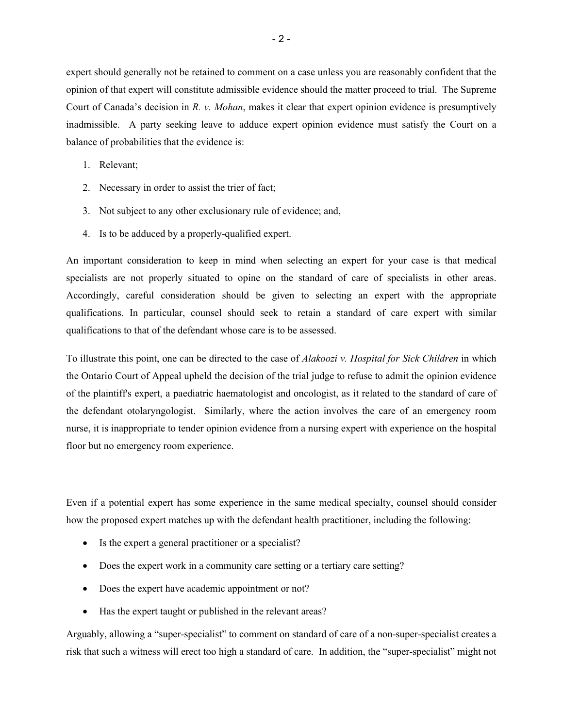expert should generally not be retained to comment on a case unless you are reasonably confident that the opinion of that expert will constitute admissible evidence should the matter proceed to trial. The Supreme Court of Canada's decision in *R. v. Mohan*, makes it clear that expert opinion evidence is presumptively inadmissible. A party seeking leave to adduce expert opinion evidence must satisfy the Court on a balance of probabilities that the evidence is:

1. Relevant;
2. Necessary in order to assist the trier of fact;
3. Not subject to any other exclusionary rule of evidence; and,
4. Is to be adduced by a properly-qualified expert.

An important consideration to keep in mind when selecting an expert for your case is that medical specialists are not properly situated to opine on the standard of care of specialists in other areas. Accordingly, careful consideration should be given to selecting an expert with the appropriate qualifications. In particular, counsel should seek to retain a standard of care expert with similar qualifications to that of the defendant whose care is to be assessed.

To illustrate this point, one can be directed to the case of *Alakoozi v. Hospital for Sick Children* in which the Ontario Court of Appeal upheld the decision of the trial judge to refuse to admit the opinion evidence of the plaintiff's expert, a paediatric haematologist and oncologist, as it related to the standard of care of the defendant otolaryngologist. Similarly, where the action involves the care of an emergency room nurse, it is inappropriate to tender opinion evidence from a nursing expert with experience on the hospital floor but no emergency room experience.

Even if a potential expert has some experience in the same medical specialty, counsel should consider how the proposed expert matches up with the defendant health practitioner, including the following:

- Is the expert a general practitioner or a specialist?
- Does the expert work in a community care setting or a tertiary care setting?
- Does the expert have academic appointment or not?
- Has the expert taught or published in the relevant areas?

Arguably, allowing a "super-specialist" to comment on standard of care of a non-super-specialist creates a risk that such a witness will erect too high a standard of care. In addition, the "super-specialist" might not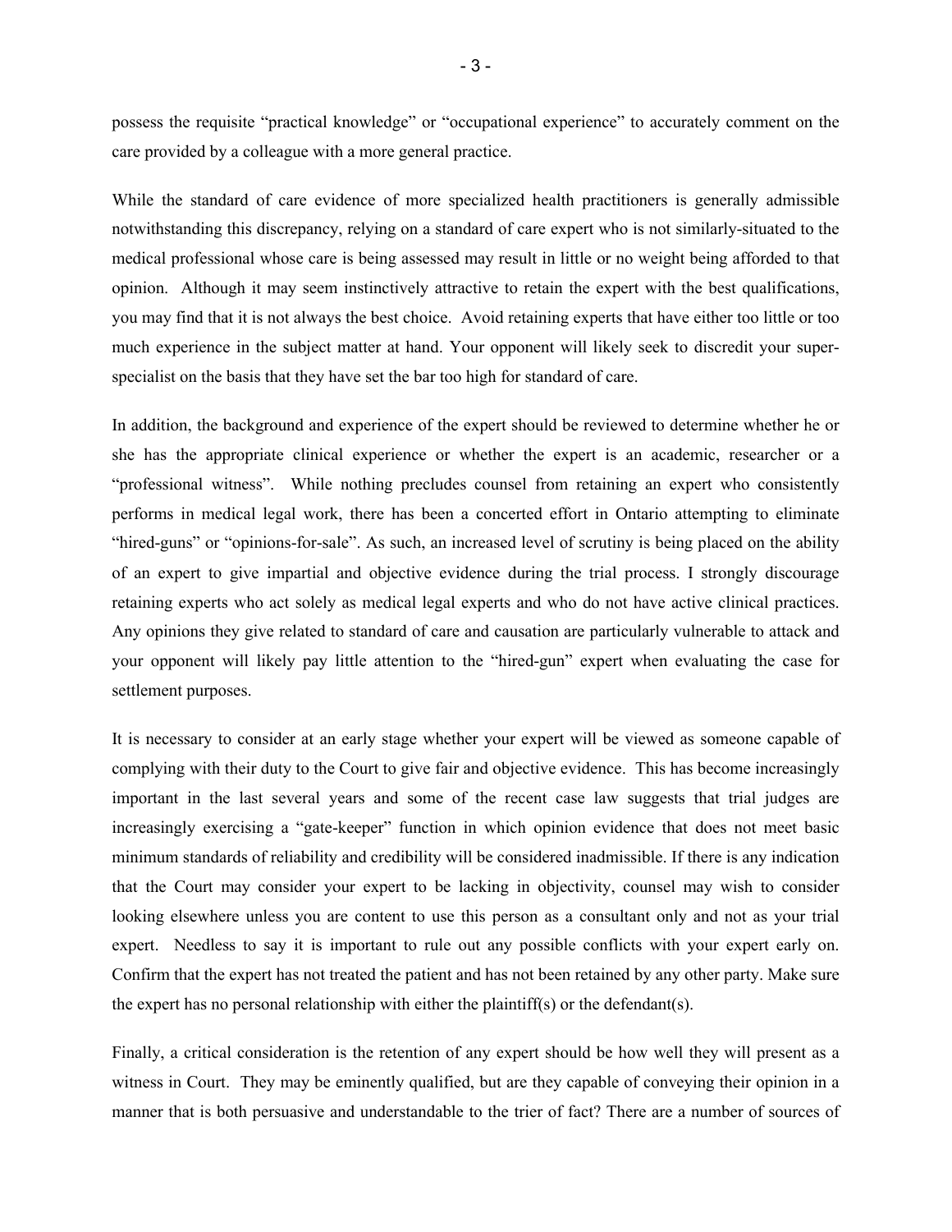possess the requisite "practical knowledge" or "occupational experience" to accurately comment on the care provided by a colleague with a more general practice.

While the standard of care evidence of more specialized health practitioners is generally admissible notwithstanding this discrepancy, relying on a standard of care expert who is not similarly-situated to the medical professional whose care is being assessed may result in little or no weight being afforded to that opinion. Although it may seem instinctively attractive to retain the expert with the best qualifications, you may find that it is not always the best choice. Avoid retaining experts that have either too little or too much experience in the subject matter at hand. Your opponent will likely seek to discredit your super-specialist on the basis that they have set the bar too high for standard of care.

In addition, the background and experience of the expert should be reviewed to determine whether he or she has the appropriate clinical experience or whether the expert is an academic, researcher or a "professional witness". While nothing precludes counsel from retaining an expert who consistently performs in medical legal work, there has been a concerted effort in Ontario attempting to eliminate "hired-guns" or "opinions-for-sale". As such, an increased level of scrutiny is being placed on the ability of an expert to give impartial and objective evidence during the trial process. I strongly discourage retaining experts who act solely as medical legal experts and who do not have active clinical practices. Any opinions they give related to standard of care and causation are particularly vulnerable to attack and your opponent will likely pay little attention to the "hired-gun" expert when evaluating the case for settlement purposes.

It is necessary to consider at an early stage whether your expert will be viewed as someone capable of complying with their duty to the Court to give fair and objective evidence. This has become increasingly important in the last several years and some of the recent case law suggests that trial judges are increasingly exercising a "gate-keeper" function in which opinion evidence that does not meet basic minimum standards of reliability and credibility will be considered inadmissible. If there is any indication that the Court may consider your expert to be lacking in objectivity, counsel may wish to consider looking elsewhere unless you are content to use this person as a consultant only and not as your trial expert. Needless to say it is important to rule out any possible conflicts with your expert early on. Confirm that the expert has not treated the patient and has not been retained by any other party. Make sure the expert has no personal relationship with either the plaintiff(s) or the defendant(s).

Finally, a critical consideration is the retention of any expert should be how well they will present as a witness in Court. They may be eminently qualified, but are they capable of conveying their opinion in a manner that is both persuasive and understandable to the trier of fact? There are a number of sources of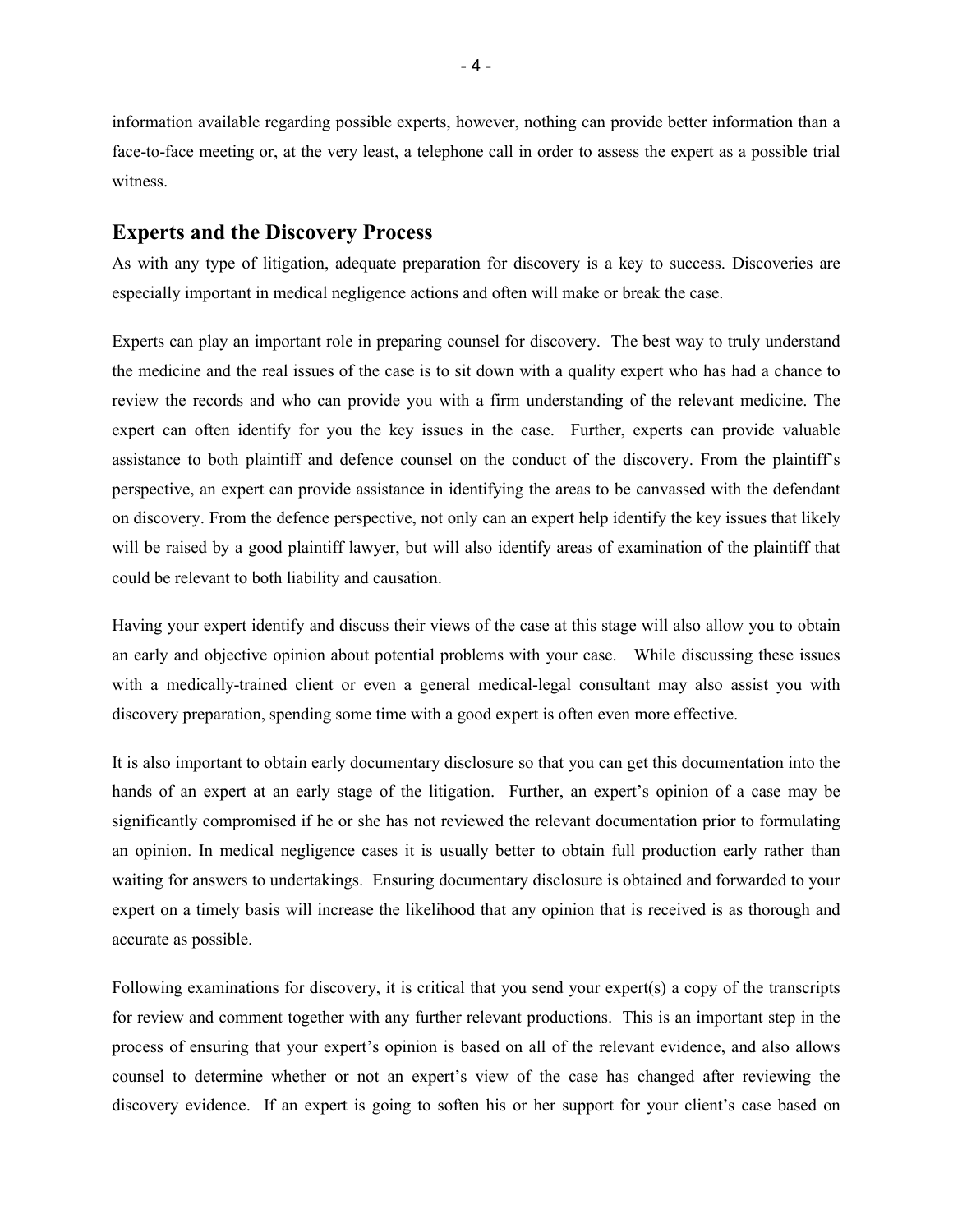information available regarding possible experts, however, nothing can provide better information than a face-to-face meeting or, at the very least, a telephone call in order to assess the expert as a possible trial witness.

## Experts and the Discovery Process

As with any type of litigation, adequate preparation for discovery is a key to success. Discoveries are especially important in medical negligence actions and often will make or break the case.

Experts can play an important role in preparing counsel for discovery. The best way to truly understand the medicine and the real issues of the case is to sit down with a quality expert who has had a chance to review the records and who can provide you with a firm understanding of the relevant medicine. The expert can often identify for you the key issues in the case. Further, experts can provide valuable assistance to both plaintiff and defence counsel on the conduct of the discovery. From the plaintiff's perspective, an expert can provide assistance in identifying the areas to be canvassed with the defendant on discovery. From the defence perspective, not only can an expert help identify the key issues that likely will be raised by a good plaintiff lawyer, but will also identify areas of examination of the plaintiff that could be relevant to both liability and causation.

Having your expert identify and discuss their views of the case at this stage will also allow you to obtain an early and objective opinion about potential problems with your case. While discussing these issues with a medically-trained client or even a general medical-legal consultant may also assist you with discovery preparation, spending some time with a good expert is often even more effective.

It is also important to obtain early documentary disclosure so that you can get this documentation into the hands of an expert at an early stage of the litigation. Further, an expert's opinion of a case may be significantly compromised if he or she has not reviewed the relevant documentation prior to formulating an opinion. In medical negligence cases it is usually better to obtain full production early rather than waiting for answers to undertakings. Ensuring documentary disclosure is obtained and forwarded to your expert on a timely basis will increase the likelihood that any opinion that is received is as thorough and accurate as possible.

Following examinations for discovery, it is critical that you send your expert(s) a copy of the transcripts for review and comment together with any further relevant productions. This is an important step in the process of ensuring that your expert's opinion is based on all of the relevant evidence, and also allows counsel to determine whether or not an expert's view of the case has changed after reviewing the discovery evidence. If an expert is going to soften his or her support for your client's case based on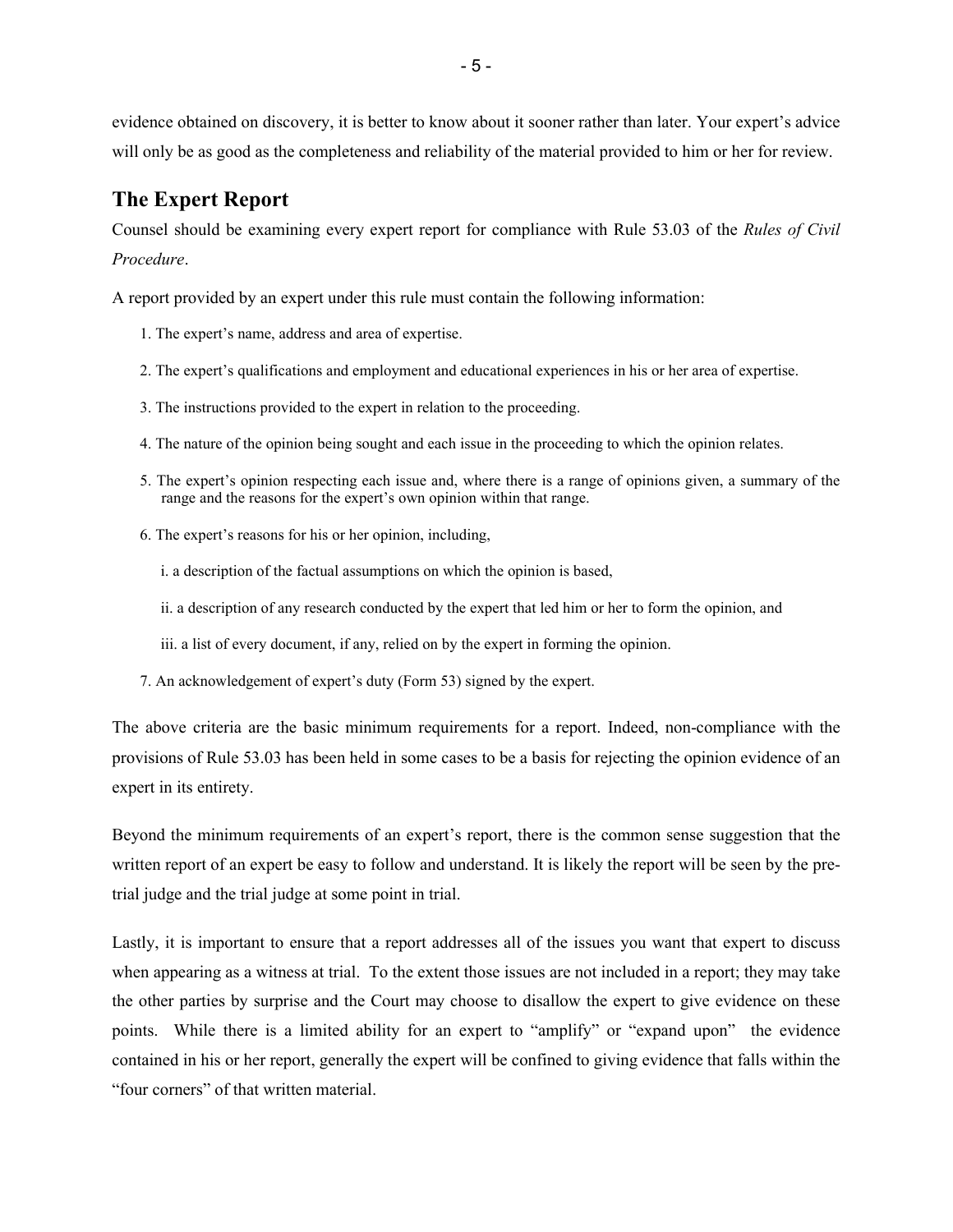evidence obtained on discovery, it is better to know about it sooner rather than later. Your expert's advice will only be as good as the completeness and reliability of the material provided to him or her for review.

## The Expert Report

Counsel should be examining every expert report for compliance with Rule 53.03 of the *Rules of Civil Procedure*.

A report provided by an expert under this rule must contain the following information:

1. The expert's name, address and area of expertise.
2. The expert's qualifications and employment and educational experiences in his or her area of expertise.
3. The instructions provided to the expert in relation to the proceeding.
4. The nature of the opinion being sought and each issue in the proceeding to which the opinion relates.
5. The expert's opinion respecting each issue and, where there is a range of opinions given, a summary of the range and the reasons for the expert's own opinion within that range.
6. The expert's reasons for his or her opinion, including,

   i. a description of the factual assumptions on which the opinion is based,

   ii. a description of any research conducted by the expert that led him or her to form the opinion, and

   iii. a list of every document, if any, relied on by the expert in forming the opinion.
7. An acknowledgement of expert's duty (Form 53) signed by the expert.

The above criteria are the basic minimum requirements for a report. Indeed, non-compliance with the provisions of Rule 53.03 has been held in some cases to be a basis for rejecting the opinion evidence of an expert in its entirety.

Beyond the minimum requirements of an expert's report, there is the common sense suggestion that the written report of an expert be easy to follow and understand. It is likely the report will be seen by the pre-trial judge and the trial judge at some point in trial.

Lastly, it is important to ensure that a report addresses all of the issues you want that expert to discuss when appearing as a witness at trial. To the extent those issues are not included in a report; they may take the other parties by surprise and the Court may choose to disallow the expert to give evidence on these points. While there is a limited ability for an expert to "amplify" or "expand upon" the evidence contained in his or her report, generally the expert will be confined to giving evidence that falls within the "four corners" of that written material.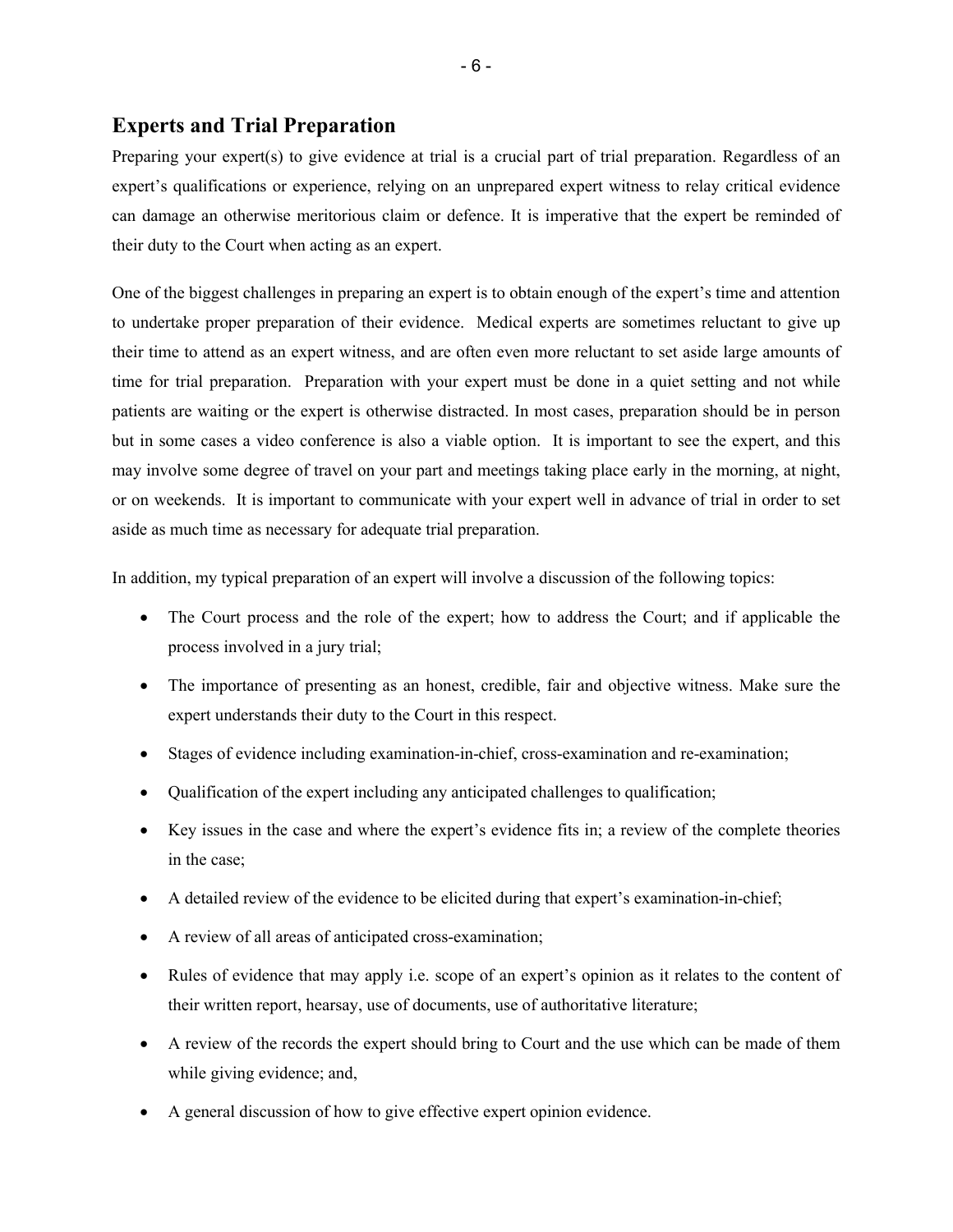## Experts and Trial Preparation

Preparing your expert(s) to give evidence at trial is a crucial part of trial preparation. Regardless of an expert's qualifications or experience, relying on an unprepared expert witness to relay critical evidence can damage an otherwise meritorious claim or defence. It is imperative that the expert be reminded of their duty to the Court when acting as an expert.

One of the biggest challenges in preparing an expert is to obtain enough of the expert's time and attention to undertake proper preparation of their evidence. Medical experts are sometimes reluctant to give up their time to attend as an expert witness, and are often even more reluctant to set aside large amounts of time for trial preparation. Preparation with your expert must be done in a quiet setting and not while patients are waiting or the expert is otherwise distracted. In most cases, preparation should be in person but in some cases a video conference is also a viable option. It is important to see the expert, and this may involve some degree of travel on your part and meetings taking place early in the morning, at night, or on weekends. It is important to communicate with your expert well in advance of trial in order to set aside as much time as necessary for adequate trial preparation.

In addition, my typical preparation of an expert will involve a discussion of the following topics:

- The Court process and the role of the expert; how to address the Court; and if applicable the process involved in a jury trial;
- The importance of presenting as an honest, credible, fair and objective witness. Make sure the expert understands their duty to the Court in this respect.
- Stages of evidence including examination-in-chief, cross-examination and re-examination;
- Qualification of the expert including any anticipated challenges to qualification;
- Key issues in the case and where the expert's evidence fits in; a review of the complete theories in the case;
- A detailed review of the evidence to be elicited during that expert's examination-in-chief;
- A review of all areas of anticipated cross-examination;
- Rules of evidence that may apply i.e. scope of an expert's opinion as it relates to the content of their written report, hearsay, use of documents, use of authoritative literature;
- A review of the records the expert should bring to Court and the use which can be made of them while giving evidence; and,
- A general discussion of how to give effective expert opinion evidence.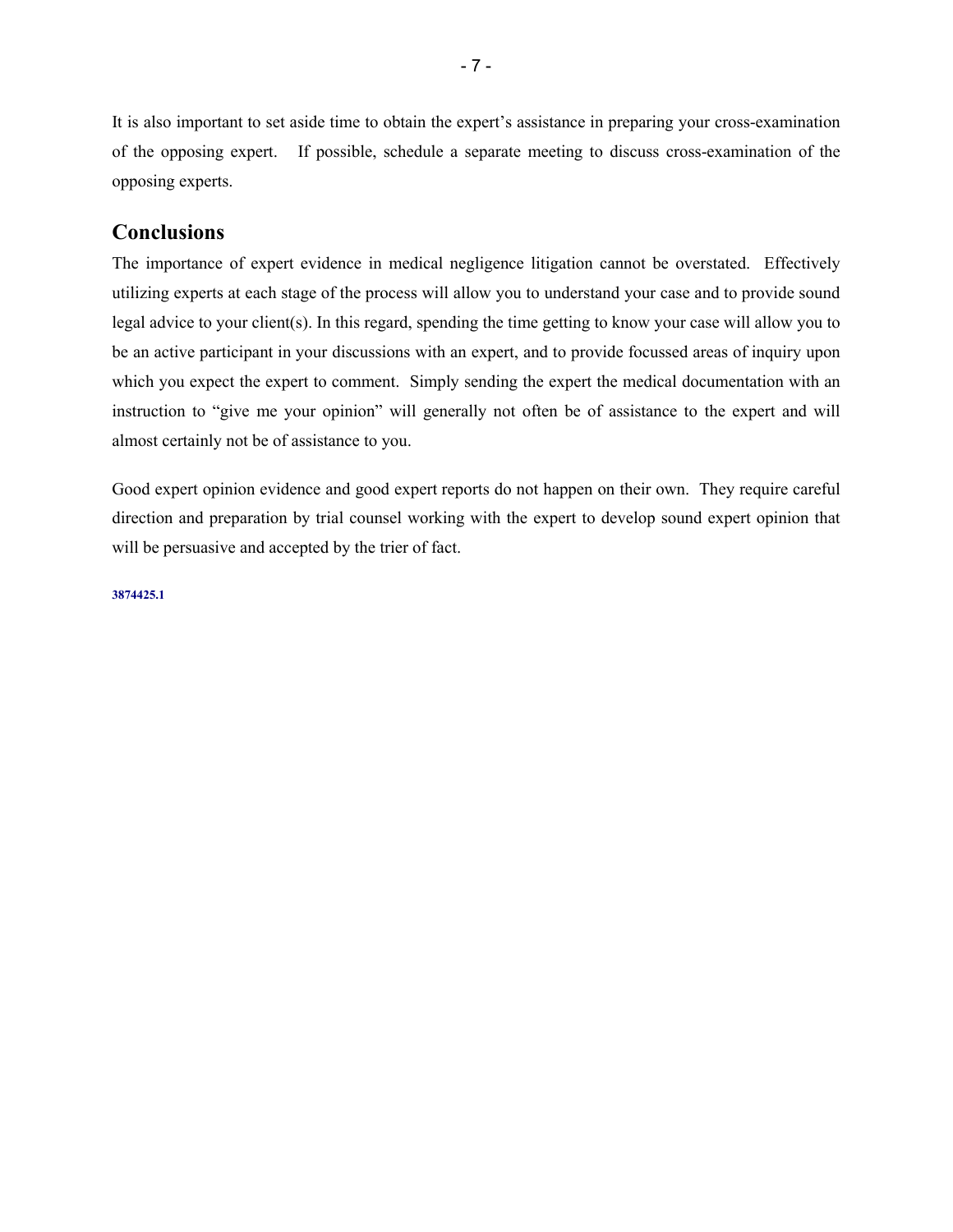It is also important to set aside time to obtain the expert's assistance in preparing your cross-examination of the opposing expert. If possible, schedule a separate meeting to discuss cross-examination of the opposing experts.

## Conclusions

The importance of expert evidence in medical negligence litigation cannot be overstated. Effectively utilizing experts at each stage of the process will allow you to understand your case and to provide sound legal advice to your client(s). In this regard, spending the time getting to know your case will allow you to be an active participant in your discussions with an expert, and to provide focussed areas of inquiry upon which you expect the expert to comment. Simply sending the expert the medical documentation with an instruction to "give me your opinion" will generally not often be of assistance to the expert and will almost certainly not be of assistance to you.

Good expert opinion evidence and good expert reports do not happen on their own. They require careful direction and preparation by trial counsel working with the expert to develop sound expert opinion that will be persuasive and accepted by the trier of fact.

3874425.1